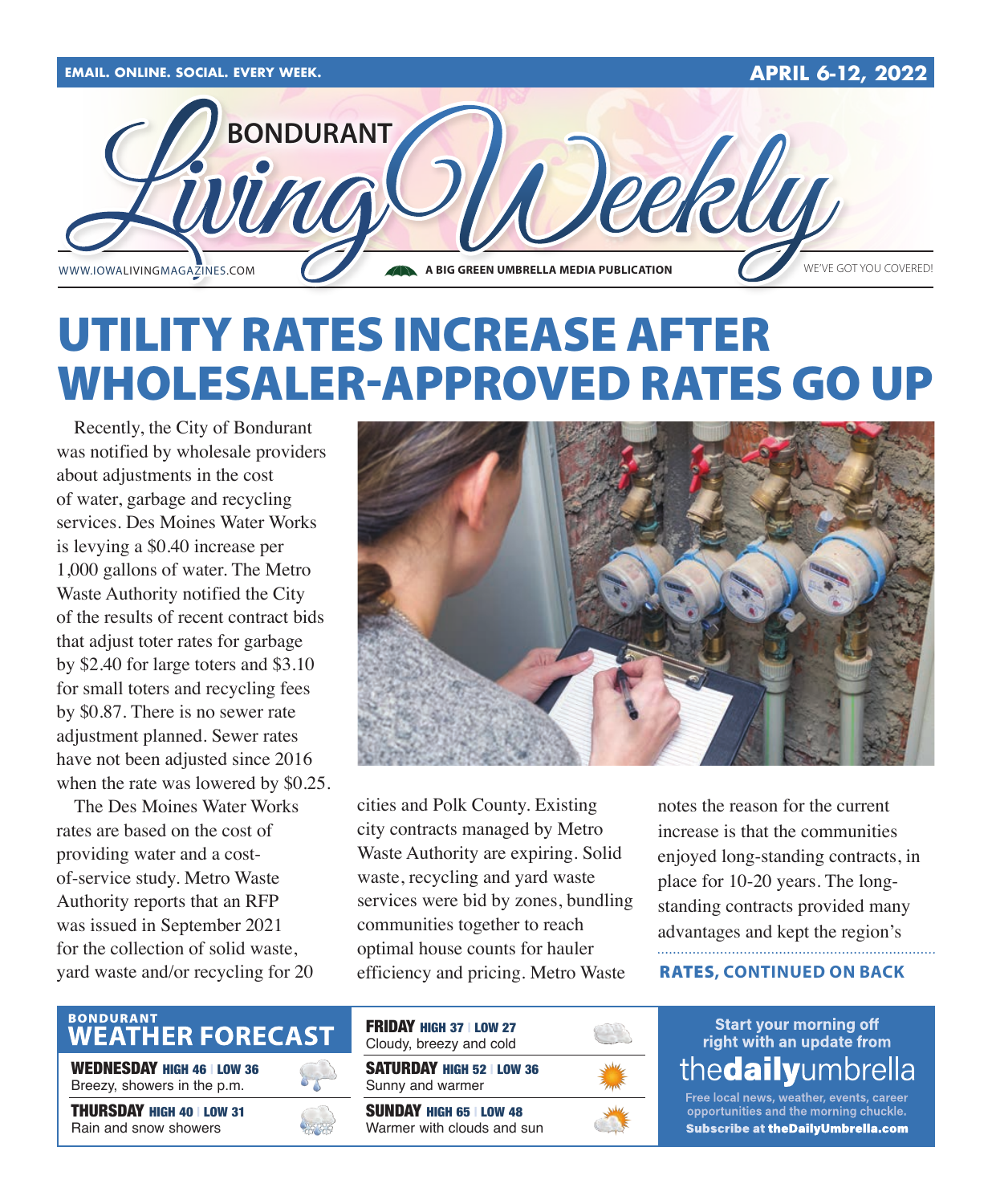EMAIL. ONLINE. SOCIAL. EVERY WEEK.

APRIL 6-12, 2022

# BONDURANT Living Weekly

WWW.IOWALIVINGMAGAZINES.COM — A BIG GREEN UMBRELLA MEDIA PUBLICATION — WE'VE GOT YOU COVERED!

# UTILITY RATES INCREASE AFTER WHOLESALER-APPROVED RATES GO UP

Recently, the City of Bondurant was notified by wholesale providers about adjustments in the cost of water, garbage and recycling services. Des Moines Water Works is levying a $0.40 increase per 1,000 gallons of water. The Metro Waste Authority notified the City of the results of recent contract bids that adjust toter rates for garbage by $2.40 for large toters and $3.10 for small toters and recycling fees by $0.87. There is no sewer rate adjustment planned. Sewer rates have not been adjusted since 2016 when the rate was lowered by $0.25.

The Des Moines Water Works rates are based on the cost of providing water and a cost-of-service study. Metro Waste Authority reports that an RFP was issued in September 2021 for the collection of solid waste, yard waste and/or recycling for 20 cities and Polk County. Existing city contracts managed by Metro Waste Authority are expiring. Solid waste, recycling and yard waste services were bid by zones, bundling communities together to reach optimal house counts for hauler efficiency and pricing. Metro Waste notes the reason for the current increase is that the communities enjoyed long-standing contracts, in place for 10-20 years. The long-standing contracts provided many advantages and kept the region's

**RATES, CONTINUED ON BACK**

## BONDURANT WEATHER FORECAST

**WEDNESDAY** HIGH 46 | LOW 36
Breezy, showers in the p.m.

**THURSDAY** HIGH 40 | LOW 31
Rain and snow showers

**FRIDAY** HIGH 37 | LOW 27
Cloudy, breezy and cold

**SATURDAY** HIGH 52 | LOW 36
Sunny and warmer

**SUNDAY** HIGH 65 | LOW 48
Warmer with clouds and sun

Start your morning off right with an update from **thedailyumbrella**

Free local news, weather, events, career opportunities and the morning chuckle.
**Subscribe at theDailyUmbrella.com**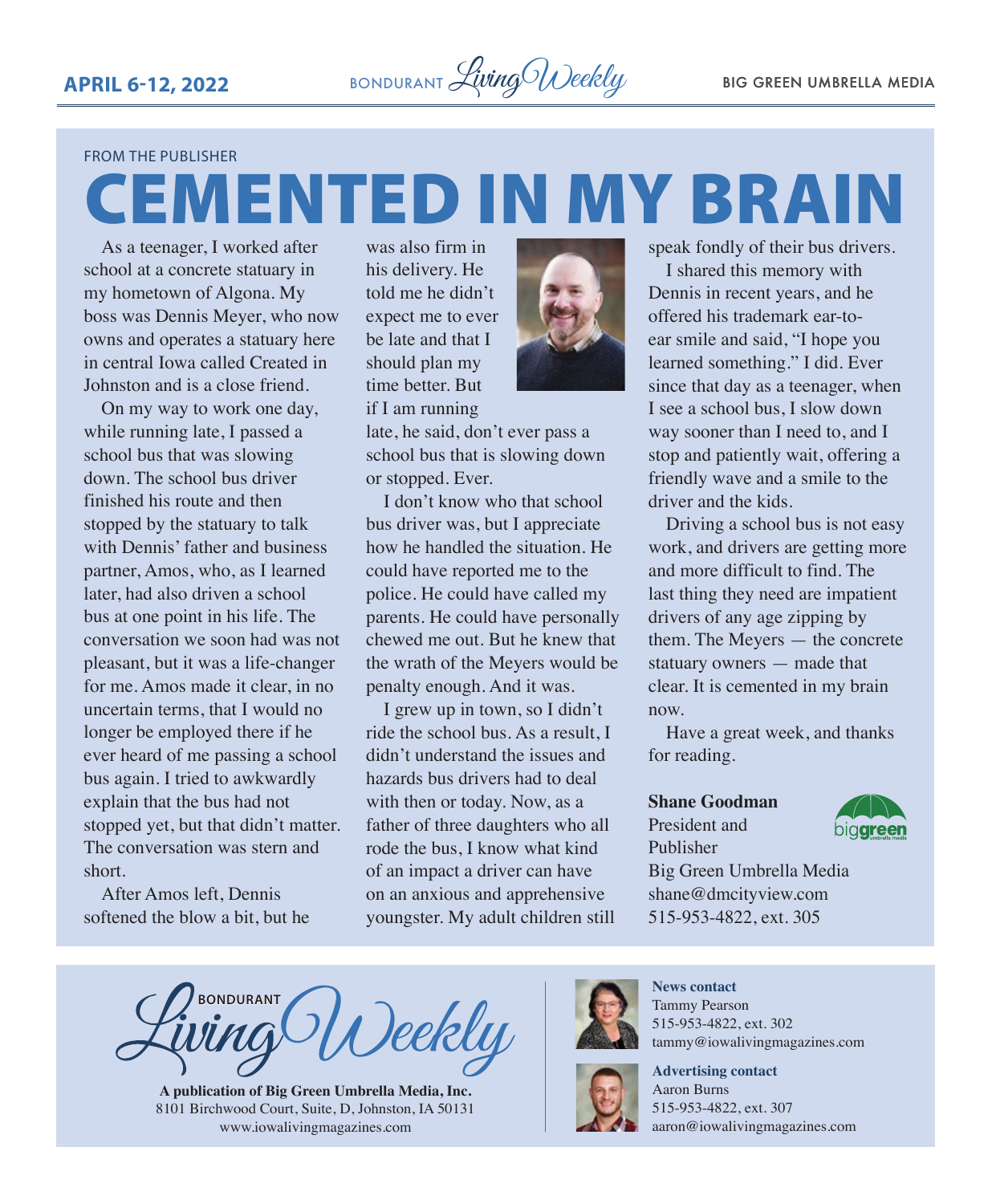FROM THE PUBLISHER

# CEMENTED IN MY BRAIN

As a teenager, I worked after school at a concrete statuary in my hometown of Algona. My boss was Dennis Meyer, who now owns and operates a statuary here in central Iowa called Created in Johnston and is a close friend.

On my way to work one day, while running late, I passed a school bus that was slowing down. The school bus driver finished his route and then stopped by the statuary to talk with Dennis' father and business partner, Amos, who, as I learned later, had also driven a school bus at one point in his life. The conversation we soon had was not pleasant, but it was a life-changer for me. Amos made it clear, in no uncertain terms, that I would no longer be employed there if he ever heard of me passing a school bus again. I tried to awkwardly explain that the bus had not stopped yet, but that didn't matter. The conversation was stern and short.

After Amos left, Dennis softened the blow a bit, but he was also firm in his delivery. He told me he didn't expect me to ever be late and that I should plan my time better. But if I am running late, he said, don't ever pass a school bus that is slowing down or stopped. Ever.

I don't know who that school bus driver was, but I appreciate how he handled the situation. He could have reported me to the police. He could have called my parents. He could have personally chewed me out. But he knew that the wrath of the Meyers would be penalty enough. And it was.

I grew up in town, so I didn't ride the school bus. As a result, I didn't understand the issues and hazards bus drivers had to deal with then or today. Now, as a father of three daughters who all rode the bus, I know what kind of an impact a driver can have on an anxious and apprehensive youngster. My adult children still speak fondly of their bus drivers.

I shared this memory with Dennis in recent years, and he offered his trademark ear-to-ear smile and said, "I hope you learned something." I did. Ever since that day as a teenager, when I see a school bus, I slow down way sooner than I need to, and I stop and patiently wait, offering a friendly wave and a smile to the driver and the kids.

Driving a school bus is not easy work, and drivers are getting more and more difficult to find. The last thing they need are impatient drivers of any age zipping by them. The Meyers — the concrete statuary owners — made that clear. It is cemented in my brain now.

Have a great week, and thanks for reading.

**Shane Goodman**
President and Publisher
Big Green Umbrella Media
shane@dmcityview.com
515-953-4822, ext. 305

---

BONDURANT *Living Weekly*

**A publication of Big Green Umbrella Media, Inc.**
8101 Birchwood Court, Suite, D, Johnston, IA 50131
www.iowalivingmagazines.com

**News contact**
Tammy Pearson
515-953-4822, ext. 302
tammy@iowalivingmagazines.com

**Advertising contact**
Aaron Burns
515-953-4822, ext. 307
aaron@iowalivingmagazines.com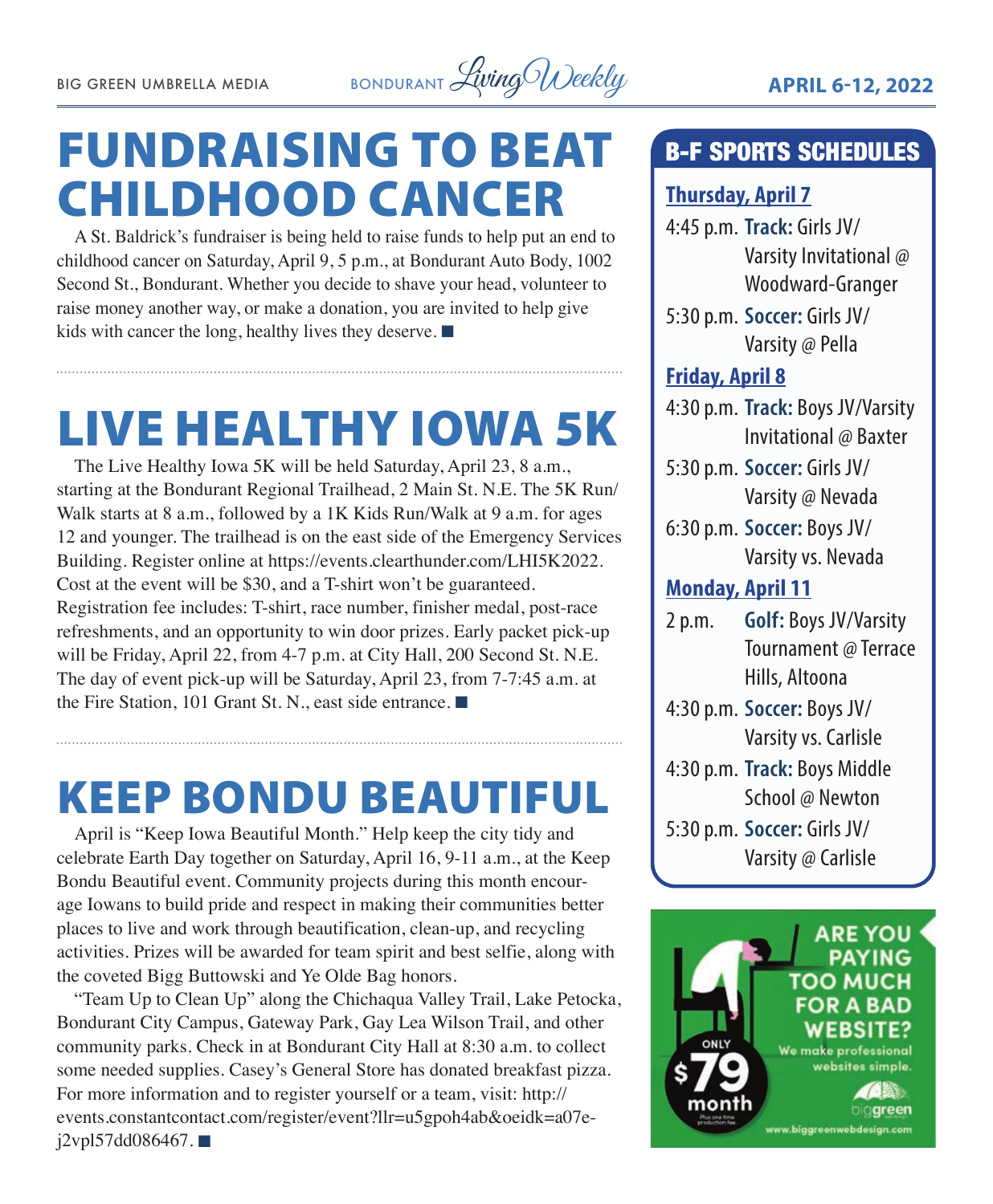# FUNDRAISING TO BEAT CHILDHOOD CANCER

A St. Baldrick's fundraiser is being held to raise funds to help put an end to childhood cancer on Saturday, April 9, 5 p.m., at Bondurant Auto Body, 1002 Second St., Bondurant. Whether you decide to shave your head, volunteer to raise money another way, or make a donation, you are invited to help give kids with cancer the long, healthy lives they deserve. ■

# LIVE HEALTHY IOWA 5K

The Live Healthy Iowa 5K will be held Saturday, April 23, 8 a.m., starting at the Bondurant Regional Trailhead, 2 Main St. N.E. The 5K Run/Walk starts at 8 a.m., followed by a 1K Kids Run/Walk at 9 a.m. for ages 12 and younger. The trailhead is on the east side of the Emergency Services Building. Register online at https://events.clearthunder.com/LHI5K2022. Cost at the event will be $30, and a T-shirt won't be guaranteed. Registration fee includes: T-shirt, race number, finisher medal, post-race refreshments, and an opportunity to win door prizes. Early packet pick-up will be Friday, April 22, from 4-7 p.m. at City Hall, 200 Second St. N.E. The day of event pick-up will be Saturday, April 23, from 7-7:45 a.m. at the Fire Station, 101 Grant St. N., east side entrance. ■

# KEEP BONDU BEAUTIFUL

April is "Keep Iowa Beautiful Month." Help keep the city tidy and celebrate Earth Day together on Saturday, April 16, 9-11 a.m., at the Keep Bondu Beautiful event. Community projects during this month encourage Iowans to build pride and respect in making their communities better places to live and work through beautification, clean-up, and recycling activities. Prizes will be awarded for team spirit and best selfie, along with the coveted Bigg Buttowski and Ye Olde Bag honors.

"Team Up to Clean Up" along the Chichaqua Valley Trail, Lake Petocka, Bondurant City Campus, Gateway Park, Gay Lea Wilson Trail, and other community parks. Check in at Bondurant City Hall at 8:30 a.m. to collect some needed supplies. Casey's General Store has donated breakfast pizza. For more information and to register yourself or a team, visit: http://events.constantcontact.com/register/event?llr=u5gpoh4ab&oeidk=a07e-j2vpl57dd086467. ■

## B-F SPORTS SCHEDULES

**Thursday, April 7**

- 4:45 p.m. **Track:** Girls JV/Varsity Invitational @ Woodward-Granger
- 5:30 p.m. **Soccer:** Girls JV/Varsity @ Pella

**Friday, April 8**

- 4:30 p.m. **Track:** Boys JV/Varsity Invitational @ Baxter
- 5:30 p.m. **Soccer:** Girls JV/Varsity @ Nevada
- 6:30 p.m. **Soccer:** Boys JV/Varsity vs. Nevada

**Monday, April 11**

- 2 p.m. **Golf:** Boys JV/Varsity Tournament @ Terrace Hills, Altoona
- 4:30 p.m. **Soccer:** Boys JV/Varsity vs. Carlisle
- 4:30 p.m. **Track:** Boys Middle School @ Newton
- 5:30 p.m. **Soccer:** Girls JV/Varsity @ Carlisle

ARE YOU PAYING TOO MUCH FOR A BAD WEBSITE? We make professional websites simple. ONLY $79 month. Plus one-time production fee. biggreen www.biggreenwebdesign.com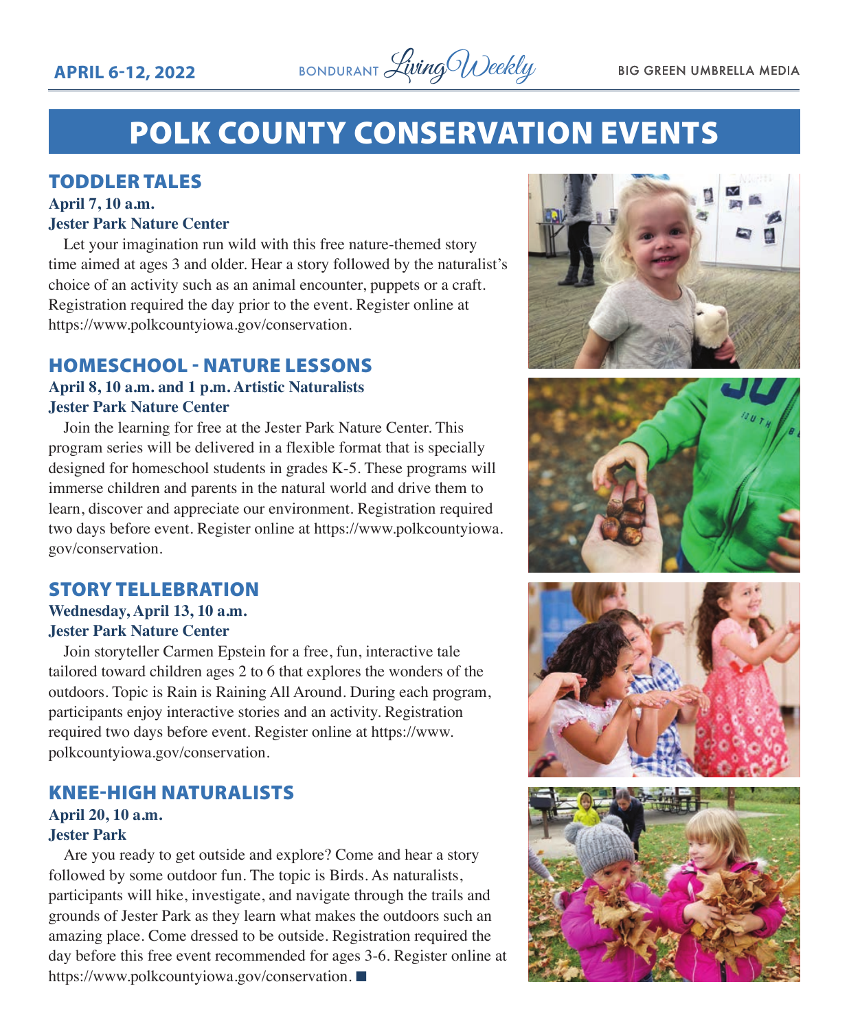# POLK COUNTY CONSERVATION EVENTS

## TODDLER TALES

**April 7, 10 a.m.**
**Jester Park Nature Center**

Let your imagination run wild with this free nature-themed story time aimed at ages 3 and older. Hear a story followed by the naturalist's choice of an activity such as an animal encounter, puppets or a craft. Registration required the day prior to the event. Register online at https://www.polkcountyiowa.gov/conservation.

## HOMESCHOOL - NATURE LESSONS

**April 8, 10 a.m. and 1 p.m. Artistic Naturalists**
**Jester Park Nature Center**

Join the learning for free at the Jester Park Nature Center. This program series will be delivered in a flexible format that is specially designed for homeschool students in grades K-5. These programs will immerse children and parents in the natural world and drive them to learn, discover and appreciate our environment. Registration required two days before event. Register online at https://www.polkcountyiowa.gov/conservation.

## STORY TELLEBRATION

**Wednesday, April 13, 10 a.m.**
**Jester Park Nature Center**

Join storyteller Carmen Epstein for a free, fun, interactive tale tailored toward children ages 2 to 6 that explores the wonders of the outdoors. Topic is Rain is Raining All Around. During each program, participants enjoy interactive stories and an activity. Registration required two days before event. Register online at https://www.polkcountyiowa.gov/conservation.

## KNEE-HIGH NATURALISTS

**April 20, 10 a.m.**
**Jester Park**

Are you ready to get outside and explore? Come and hear a story followed by some outdoor fun. The topic is Birds. As naturalists, participants will hike, investigate, and navigate through the trails and grounds of Jester Park as they learn what makes the outdoors such an amazing place. Come dressed to be outside. Registration required the day before this free event recommended for ages 3-6. Register online at https://www.polkcountyiowa.gov/conservation. ■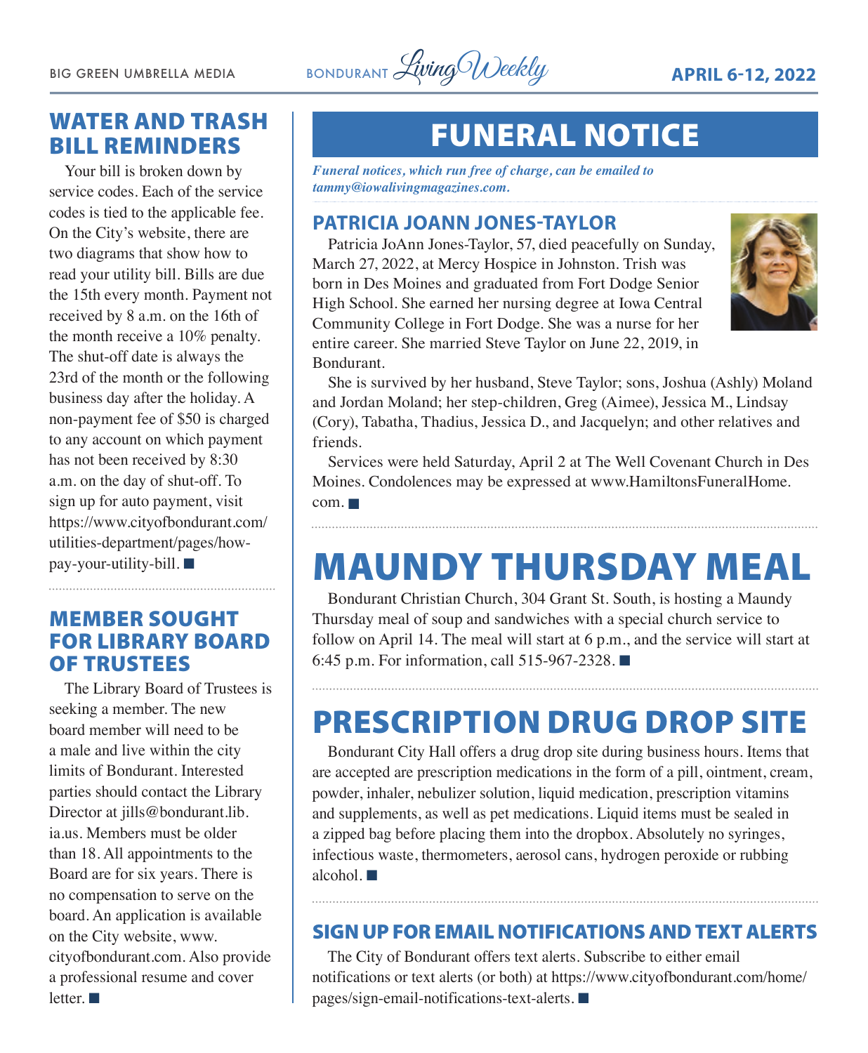## WATER AND TRASH BILL REMINDERS

Your bill is broken down by service codes. Each of the service codes is tied to the applicable fee. On the City's website, there are two diagrams that show how to read your utility bill. Bills are due the 15th every month. Payment not received by 8 a.m. on the 16th of the month receive a 10% penalty. The shut-off date is always the 23rd of the month or the following business day after the holiday. A non-payment fee of $50 is charged to any account on which payment has not been received by 8:30 a.m. on the day of shut-off. To sign up for auto payment, visit https://www.cityofbondurant.com/utilities-department/pages/how-pay-your-utility-bill. ■

## MEMBER SOUGHT FOR LIBRARY BOARD OF TRUSTEES

The Library Board of Trustees is seeking a member. The new board member will need to be a male and live within the city limits of Bondurant. Interested parties should contact the Library Director at jills@bondurant.lib.ia.us. Members must be older than 18. All appointments to the Board are for six years. There is no compensation to serve on the board. An application is available on the City website, www.cityofbondurant.com. Also provide a professional resume and cover letter. ■

# FUNERAL NOTICE

*Funeral notices, which run free of charge, can be emailed to tammy@iowalivingmagazines.com.*

## PATRICIA JOANN JONES-TAYLOR

Patricia JoAnn Jones-Taylor, 57, died peacefully on Sunday, March 27, 2022, at Mercy Hospice in Johnston. Trish was born in Des Moines and graduated from Fort Dodge Senior High School. She earned her nursing degree at Iowa Central Community College in Fort Dodge. She was a nurse for her entire career. She married Steve Taylor on June 22, 2019, in Bondurant.

She is survived by her husband, Steve Taylor; sons, Joshua (Ashly) Moland and Jordan Moland; her step-children, Greg (Aimee), Jessica M., Lindsay (Cory), Tabatha, Thadius, Jessica D., and Jacquelyn; and other relatives and friends.

Services were held Saturday, April 2 at The Well Covenant Church in Des Moines. Condolences may be expressed at www.HamiltonsFuneralHome.com. ■

# MAUNDY THURSDAY MEAL

Bondurant Christian Church, 304 Grant St. South, is hosting a Maundy Thursday meal of soup and sandwiches with a special church service to follow on April 14. The meal will start at 6 p.m., and the service will start at 6:45 p.m. For information, call 515-967-2328. ■

# PRESCRIPTION DRUG DROP SITE

Bondurant City Hall offers a drug drop site during business hours. Items that are accepted are prescription medications in the form of a pill, ointment, cream, powder, inhaler, nebulizer solution, liquid medication, prescription vitamins and supplements, as well as pet medications. Liquid items must be sealed in a zipped bag before placing them into the dropbox. Absolutely no syringes, infectious waste, thermometers, aerosol cans, hydrogen peroxide or rubbing alcohol. ■

## SIGN UP FOR EMAIL NOTIFICATIONS AND TEXT ALERTS

The City of Bondurant offers text alerts. Subscribe to either email notifications or text alerts (or both) at https://www.cityofbondurant.com/home/pages/sign-email-notifications-text-alerts. ■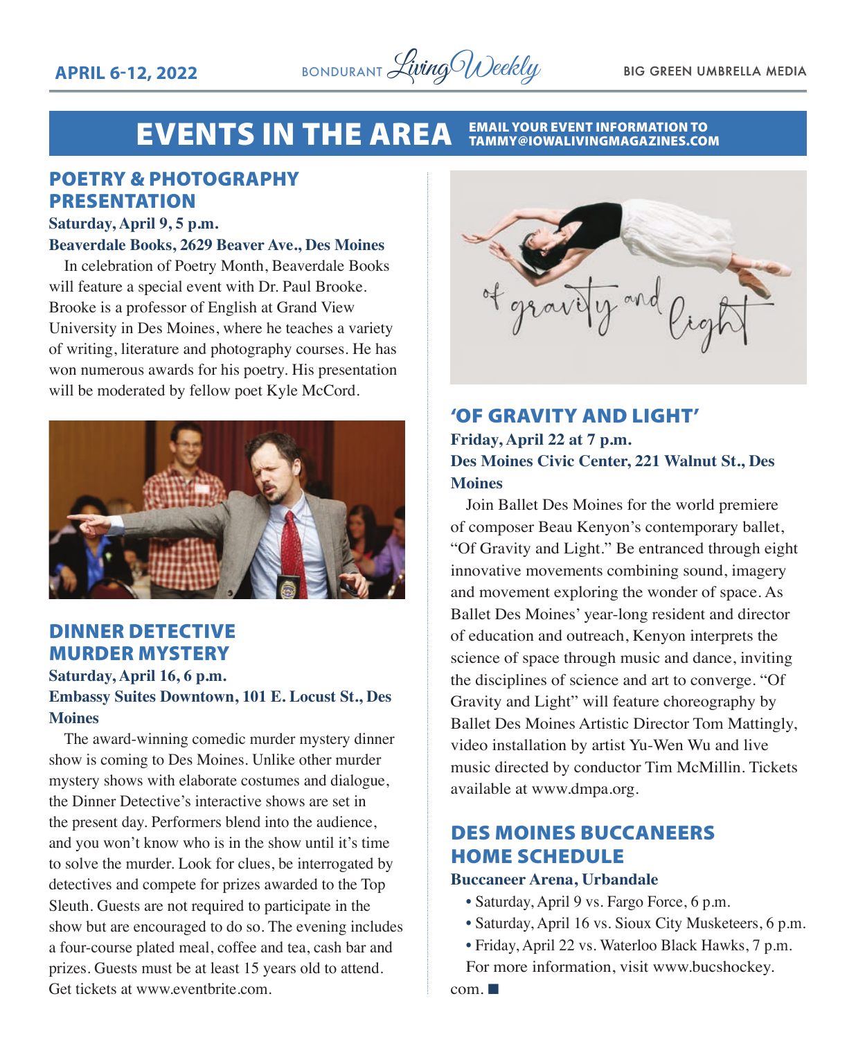# EVENTS IN THE AREA

EMAIL YOUR EVENT INFORMATION TO TAMMY@IOWALIVINGMAGAZINES.COM

## POETRY & PHOTOGRAPHY PRESENTATION

**Saturday, April 9, 5 p.m.**
**Beaverdale Books, 2629 Beaver Ave., Des Moines**

In celebration of Poetry Month, Beaverdale Books will feature a special event with Dr. Paul Brooke. Brooke is a professor of English at Grand View University in Des Moines, where he teaches a variety of writing, literature and photography courses. He has won numerous awards for his poetry. His presentation will be moderated by fellow poet Kyle McCord.

## DINNER DETECTIVE MURDER MYSTERY

**Saturday, April 16, 6 p.m.**
**Embassy Suites Downtown, 101 E. Locust St., Des Moines**

The award-winning comedic murder mystery dinner show is coming to Des Moines. Unlike other murder mystery shows with elaborate costumes and dialogue, the Dinner Detective's interactive shows are set in the present day. Performers blend into the audience, and you won't know who is in the show until it's time to solve the murder. Look for clues, be interrogated by detectives and compete for prizes awarded to the Top Sleuth. Guests are not required to participate in the show but are encouraged to do so. The evening includes a four-course plated meal, coffee and tea, cash bar and prizes. Guests must be at least 15 years old to attend. Get tickets at www.eventbrite.com.

## 'OF GRAVITY AND LIGHT'

**Friday, April 22 at 7 p.m.**
**Des Moines Civic Center, 221 Walnut St., Des Moines**

Join Ballet Des Moines for the world premiere of composer Beau Kenyon's contemporary ballet, "Of Gravity and Light." Be entranced through eight innovative movements combining sound, imagery and movement exploring the wonder of space. As Ballet Des Moines' year-long resident and director of education and outreach, Kenyon interprets the science of space through music and dance, inviting the disciplines of science and art to converge. "Of Gravity and Light" will feature choreography by Ballet Des Moines Artistic Director Tom Mattingly, video installation by artist Yu-Wen Wu and live music directed by conductor Tim McMillin. Tickets available at www.dmpa.org.

## DES MOINES BUCCANEERS HOME SCHEDULE

**Buccaneer Arena, Urbandale**

- Saturday, April 9 vs. Fargo Force, 6 p.m.
- Saturday, April 16 vs. Sioux City Musketeers, 6 p.m.
- Friday, April 22 vs. Waterloo Black Hawks, 7 p.m.

For more information, visit www.bucshockey.com. ■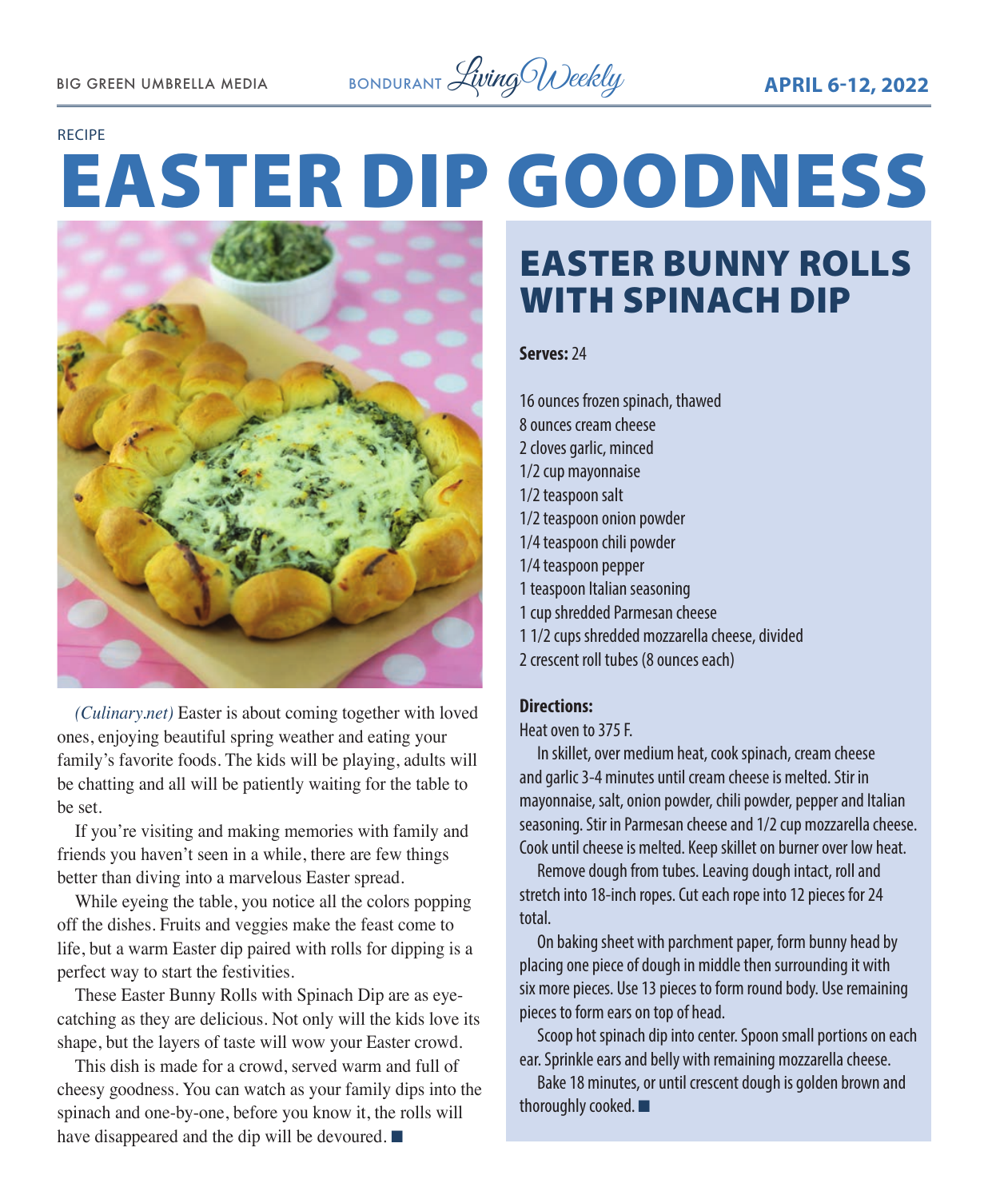RECIPE

# EASTER DIP GOODNESS

*(Culinary.net)* Easter is about coming together with loved ones, enjoying beautiful spring weather and eating your family's favorite foods. The kids will be playing, adults will be chatting and all will be patiently waiting for the table to be set.

If you're visiting and making memories with family and friends you haven't seen in a while, there are few things better than diving into a marvelous Easter spread.

While eyeing the table, you notice all the colors popping off the dishes. Fruits and veggies make the feast come to life, but a warm Easter dip paired with rolls for dipping is a perfect way to start the festivities.

These Easter Bunny Rolls with Spinach Dip are as eye-catching as they are delicious. Not only will the kids love its shape, but the layers of taste will wow your Easter crowd.

This dish is made for a crowd, served warm and full of cheesy goodness. You can watch as your family dips into the spinach and one-by-one, before you know it, the rolls will have disappeared and the dip will be devoured. ■

## EASTER BUNNY ROLLS WITH SPINACH DIP

**Serves:** 24

16 ounces frozen spinach, thawed
8 ounces cream cheese
2 cloves garlic, minced
1/2 cup mayonnaise
1/2 teaspoon salt
1/2 teaspoon onion powder
1/4 teaspoon chili powder
1/4 teaspoon pepper
1 teaspoon Italian seasoning
1 cup shredded Parmesan cheese
1 1/2 cups shredded mozzarella cheese, divided
2 crescent roll tubes (8 ounces each)

**Directions:**

Heat oven to 375 F.

In skillet, over medium heat, cook spinach, cream cheese and garlic 3-4 minutes until cream cheese is melted. Stir in mayonnaise, salt, onion powder, chili powder, pepper and Italian seasoning. Stir in Parmesan cheese and 1/2 cup mozzarella cheese. Cook until cheese is melted. Keep skillet on burner over low heat.

Remove dough from tubes. Leaving dough intact, roll and stretch into 18-inch ropes. Cut each rope into 12 pieces for 24 total.

On baking sheet with parchment paper, form bunny head by placing one piece of dough in middle then surrounding it with six more pieces. Use 13 pieces to form round body. Use remaining pieces to form ears on top of head.

Scoop hot spinach dip into center. Spoon small portions on each ear. Sprinkle ears and belly with remaining mozzarella cheese.

Bake 18 minutes, or until crescent dough is golden brown and thoroughly cooked. ■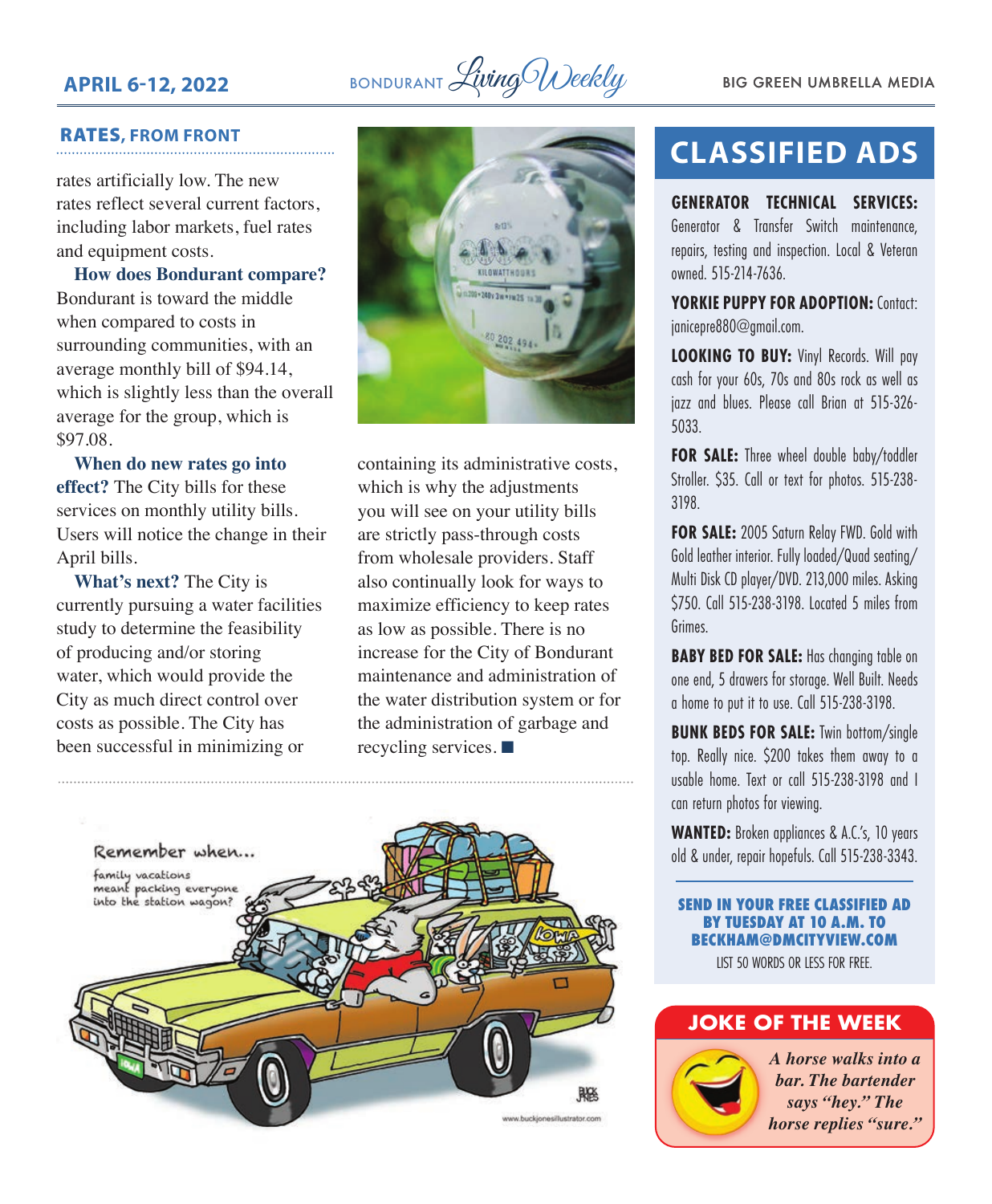## RATES, FROM FRONT

rates artificially low. The new rates reflect several current factors, including labor markets, fuel rates and equipment costs.

**How does Bondurant compare?** Bondurant is toward the middle when compared to costs in surrounding communities, with an average monthly bill of $94.14, which is slightly less than the overall average for the group, which is $97.08.

**When do new rates go into effect?** The City bills for these services on monthly utility bills. Users will notice the change in their April bills.

**What's next?** The City is currently pursuing a water facilities study to determine the feasibility of producing and/or storing water, which would provide the City as much direct control over costs as possible. The City has been successful in minimizing or containing its administrative costs, which is why the adjustments you will see on your utility bills are strictly pass-through costs from wholesale providers. Staff also continually look for ways to maximize efficiency to keep rates as low as possible. There is no increase for the City of Bondurant maintenance and administration of the water distribution system or for the administration of garbage and recycling services. ■

Remember when...

family vacations meant packing everyone into the station wagon?

www.buckjonesillustrator.com

# CLASSIFIED ADS

**GENERATOR TECHNICAL SERVICES:** Generator & Transfer Switch maintenance, repairs, testing and inspection. Local & Veteran owned. 515-214-7636.

**YORKIE PUPPY FOR ADOPTION:** Contact: janicepre880@gmail.com.

**LOOKING TO BUY:** Vinyl Records. Will pay cash for your 60s, 70s and 80s rock as well as jazz and blues. Please call Brian at 515-326-5033.

**FOR SALE:** Three wheel double baby/toddler Stroller. $35. Call or text for photos. 515-238-3198.

**FOR SALE:** 2005 Saturn Relay FWD. Gold with Gold leather interior. Fully loaded/Quad seating/Multi Disk CD player/DVD. 213,000 miles. Asking $750. Call 515-238-3198. Located 5 miles from Grimes.

**BABY BED FOR SALE:** Has changing table on one end, 5 drawers for storage. Well Built. Needs a home to put it to use. Call 515-238-3198.

**BUNK BEDS FOR SALE:** Twin bottom/single top. Really nice. $200 takes them away to a usable home. Text or call 515-238-3198 and I can return photos for viewing.

**WANTED:** Broken appliances & A.C.'s, 10 years old & under, repair hopefuls. Call 515-238-3343.

**SEND IN YOUR FREE CLASSIFIED AD BY TUESDAY AT 10 A.M. TO BECKHAM@DMCITYVIEW.COM**

LIST 50 WORDS OR LESS FOR FREE.

## JOKE OF THE WEEK

***A horse walks into a bar. The bartender says "hey." The horse replies "sure."***